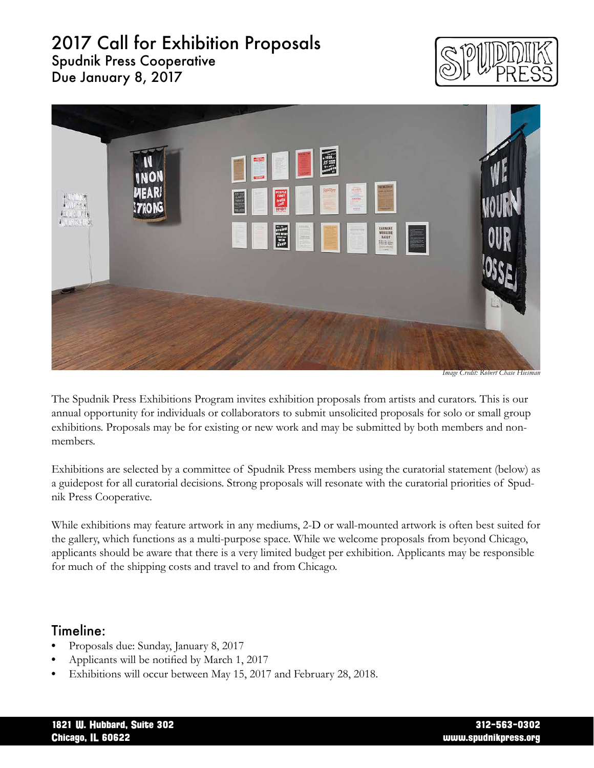# 2017 Call for Exhibition Proposals

## Spudnik Press Cooperative

## Due January 8, 2017

*Image Credit: Robert Chase Heishman*

The Spudnik Press Exhibitions Program invites exhibition proposals from artists and curators. This is our annual opportunity for individuals or collaborators to submit unsolicited proposals for solo or small group exhibitions. Proposals may be for existing or new work and may be submitted by both members and non-members.

Exhibitions are selected by a committee of Spudnik Press members using the curatorial statement (below) as a guidepost for all curatorial decisions. Strong proposals will resonate with the curatorial priorities of Spudnik Press Cooperative.

While exhibitions may feature artwork in any mediums, 2-D or wall-mounted artwork is often best suited for the gallery, which functions as a multi-purpose space. While we welcome proposals from beyond Chicago, applicants should be aware that there is a very limited budget per exhibition. Applicants may be responsible for much of the shipping costs and travel to and from Chicago.

## Timeline:

- Proposals due: Sunday, January 8, 2017
- Applicants will be notified by March 1, 2017
- Exhibitions will occur between May 15, 2017 and February 28, 2018.

**1821 W. Hubbard, Suite 302**
**Chicago, IL 60622**

**312-563-0302**
**www.spudnikpress.org**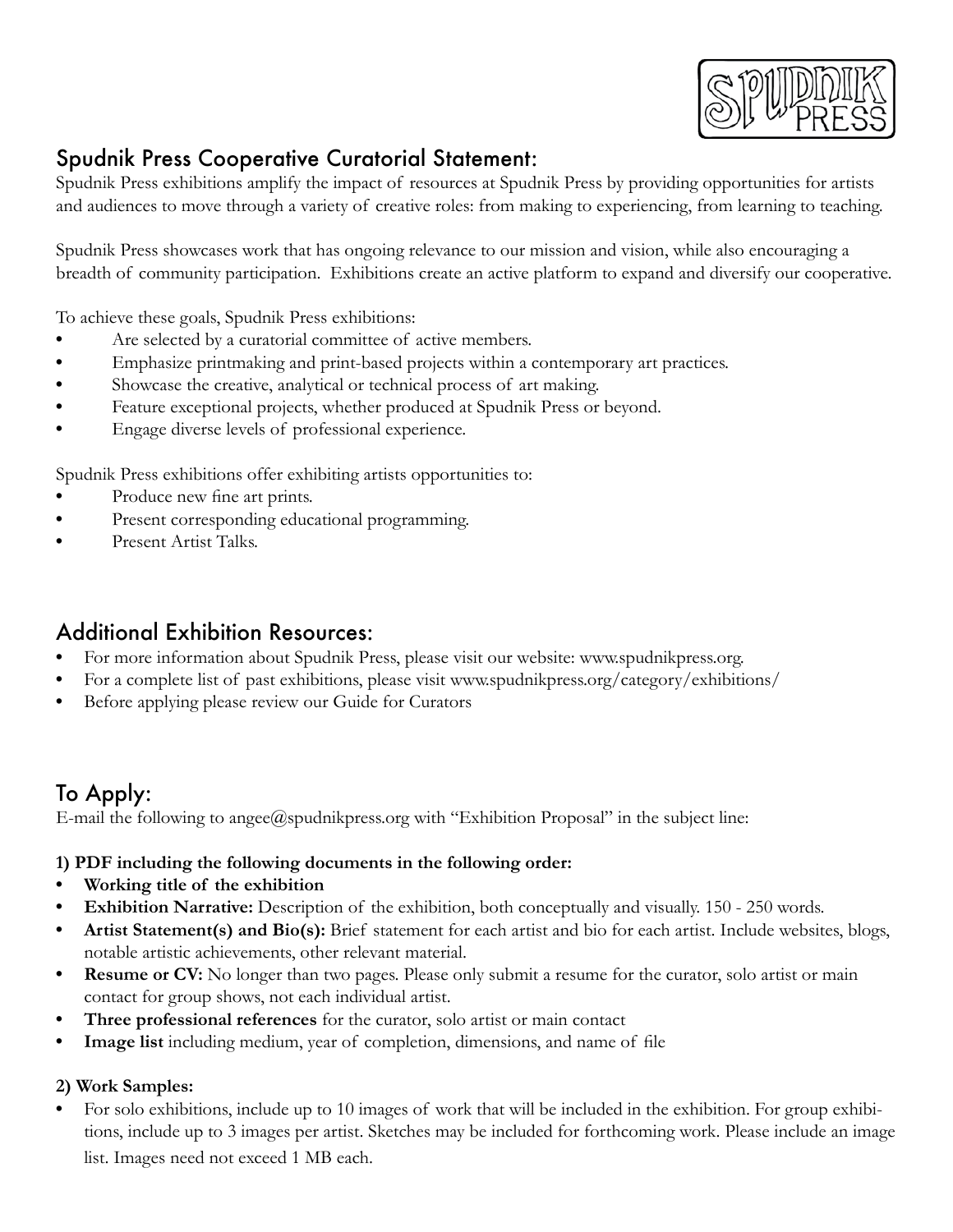## Spudnik Press Cooperative Curatorial Statement:

Spudnik Press exhibitions amplify the impact of resources at Spudnik Press by providing opportunities for artists and audiences to move through a variety of creative roles: from making to experiencing, from learning to teaching.

Spudnik Press showcases work that has ongoing relevance to our mission and vision, while also encouraging a breadth of community participation. Exhibitions create an active platform to expand and diversify our cooperative.

To achieve these goals, Spudnik Press exhibitions:

- Are selected by a curatorial committee of active members.
- Emphasize printmaking and print-based projects within a contemporary art practices.
- Showcase the creative, analytical or technical process of art making.
- Feature exceptional projects, whether produced at Spudnik Press or beyond.
- Engage diverse levels of professional experience.

Spudnik Press exhibitions offer exhibiting artists opportunities to:

- Produce new fine art prints.
- Present corresponding educational programming.
- Present Artist Talks.

## Additional Exhibition Resources:

- For more information about Spudnik Press, please visit our website: www.spudnikpress.org.
- For a complete list of past exhibitions, please visit www.spudnikpress.org/category/exhibitions/
- Before applying please review our Guide for Curators

## To Apply:

E-mail the following to angee@spudnikpress.org with "Exhibition Proposal" in the subject line:

**1) PDF including the following documents in the following order:**

- **Working title of the exhibition**
- **Exhibition Narrative:** Description of the exhibition, both conceptually and visually. 150 - 250 words.
- **Artist Statement(s) and Bio(s):** Brief statement for each artist and bio for each artist. Include websites, blogs, notable artistic achievements, other relevant material.
- **Resume or CV:** No longer than two pages. Please only submit a resume for the curator, solo artist or main contact for group shows, not each individual artist.
- **Three professional references** for the curator, solo artist or main contact
- **Image list** including medium, year of completion, dimensions, and name of file

**2) Work Samples:**

- For solo exhibitions, include up to 10 images of work that will be included in the exhibition. For group exhibitions, include up to 3 images per artist. Sketches may be included for forthcoming work. Please include an image list. Images need not exceed 1 MB each.